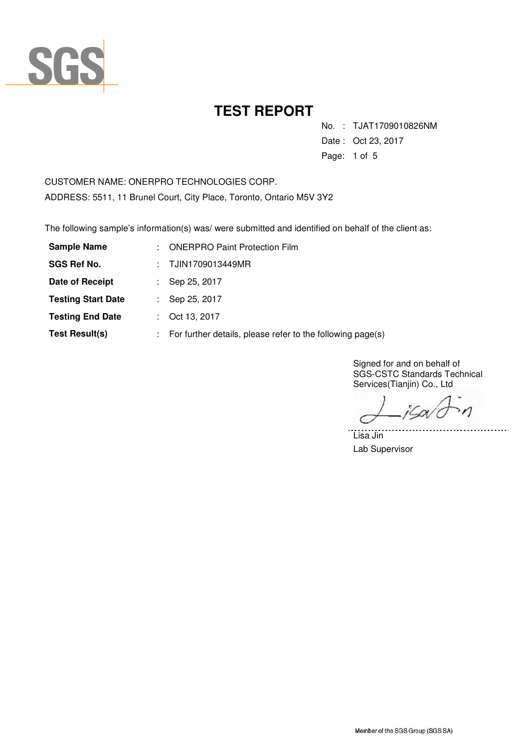SGS

# TEST REPORT

No. : TJAT1709010826NM

Date : Oct 23, 2017

CUSTOMER NAME: ONERPRO TECHNOLOGIES CORP.

ADDRESS: 5511, 11 Brunel Court, City Place, Toronto, Ontario M5V 3Y2

The following sample's information(s) was/ were submitted and identified on behalf of the client as:

| | | |
|---|---|---|
| **Sample Name** | : | ONERPRO Paint Protection Film |
| **SGS Ref No.** | : | TJIN1709013449MR |
| **Date of Receipt** | : | Sep 25, 2017 |
| **Testing Start Date** | : | Sep 25, 2017 |
| **Testing End Date** | : | Oct 13, 2017 |
| **Test Result(s)** | : | For further details, please refer to the following page(s) |

Signed for and on behalf of
SGS-CSTC Standards Technical
Services(Tianjin) Co., Ltd

Lisa Jin
Lab Supervisor

Member of the SGS Group (SGS SA)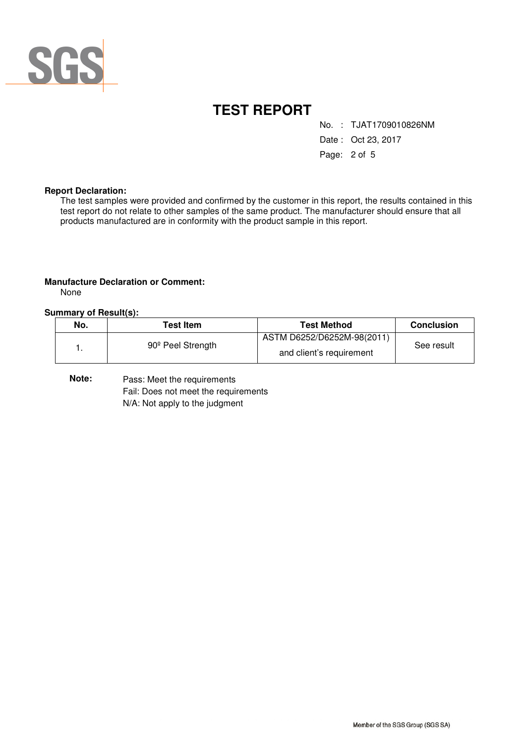# TEST REPORT

No. : TJAT1709010826NM

Date : Oct 23, 2017

**Report Declaration:**

The test samples were provided and confirmed by the customer in this report, the results contained in this test report do not relate to other samples of the same product. The manufacturer should ensure that all products manufactured are in conformity with the product sample in this report.

**Manufacture Declaration or Comment:**

None

**Summary of Result(s):**

| No. | Test Item | Test Method | Conclusion |
|---|---|---|---|
| 1. | 90º Peel Strength | ASTM D6252/D6252M-98(2011) and client's requirement | See result |

**Note:** Pass: Meet the requirements
Fail: Does not meet the requirements
N/A: Not apply to the judgment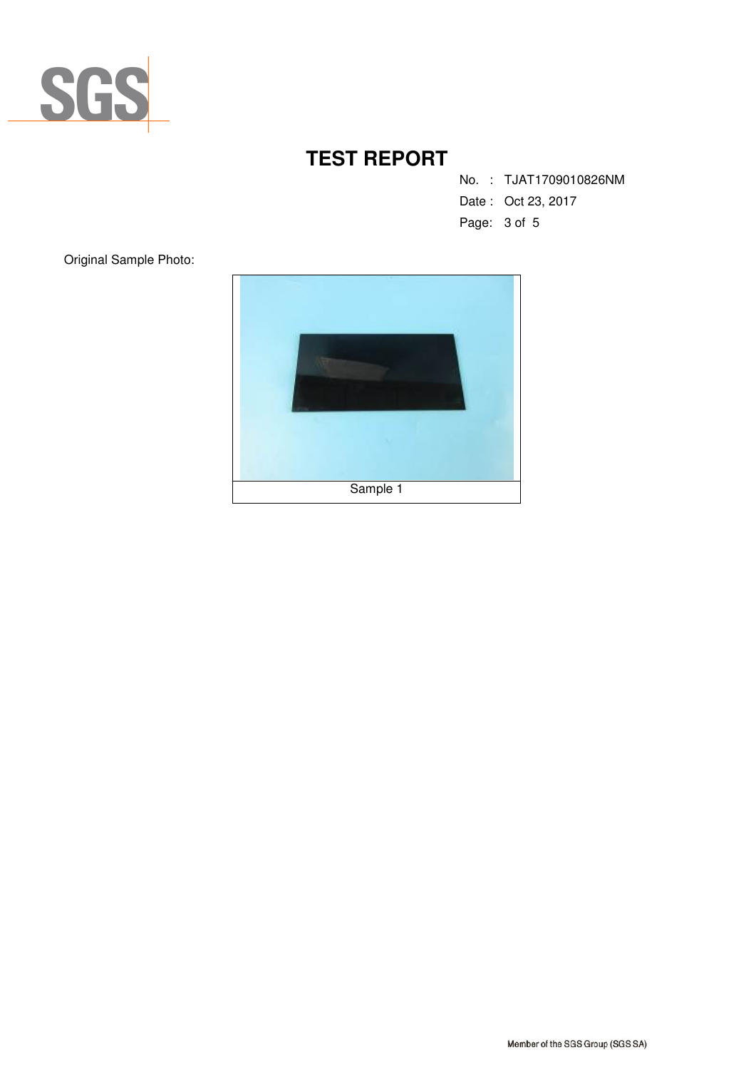# TEST REPORT

No. : TJAT1709010826NM

Date : Oct 23, 2017

Original Sample Photo:

Sample 1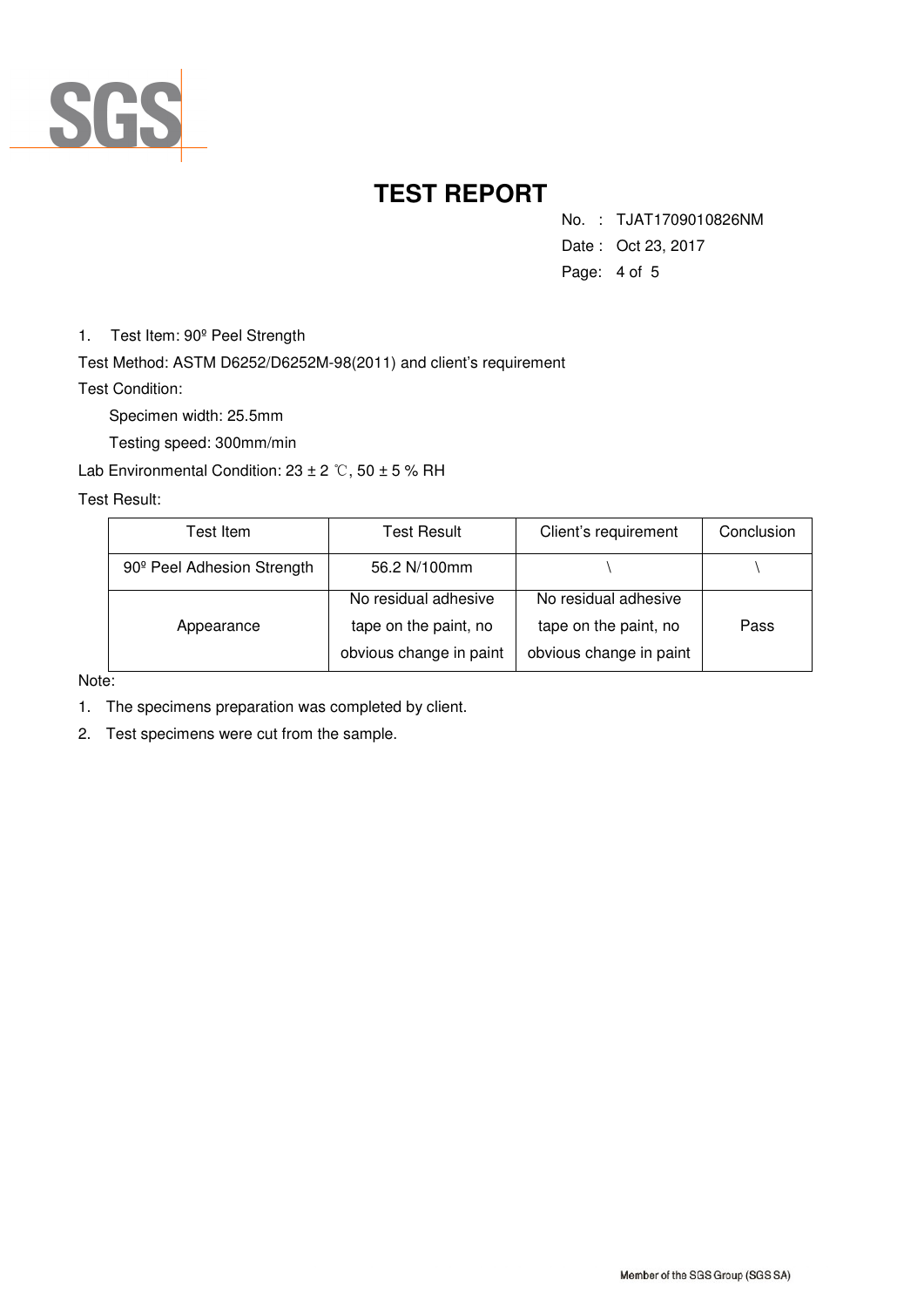# TEST REPORT

No. : TJAT1709010826NM

Date : Oct 23, 2017

1. Test Item: 90º Peel Strength

Test Method: ASTM D6252/D6252M-98(2011) and client's requirement

Test Condition:

Specimen width: 25.5mm

Testing speed: 300mm/min

Lab Environmental Condition: 23 ± 2 ℃, 50 ± 5 % RH

Test Result:

| Test Item | Test Result | Client's requirement | Conclusion |
|---|---|---|---|
| 90º Peel Adhesion Strength | 56.2 N/100mm | \ | \ |
| Appearance | No residual adhesive tape on the paint, no obvious change in paint | No residual adhesive tape on the paint, no obvious change in paint | Pass |

Note:

1. The specimens preparation was completed by client.
2. Test specimens were cut from the sample.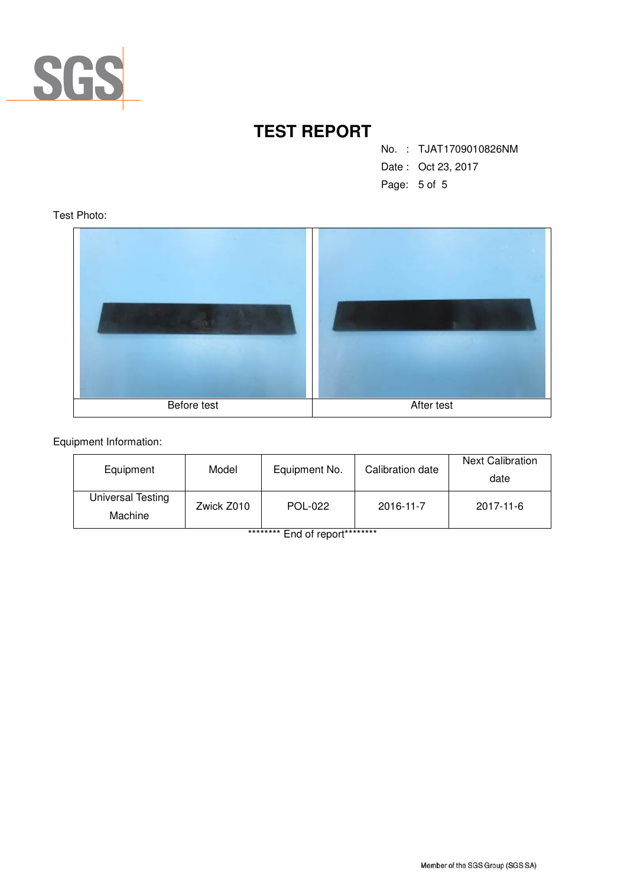# TEST REPORT

No. : TJAT1709010826NM

Date : Oct 23, 2017

Test Photo:

| Before test | After test |
|---|---|

Equipment Information:

| Equipment | Model | Equipment No. | Calibration date | Next Calibration date |
|---|---|---|---|---|
| Universal Testing Machine | Zwick Z010 | POL-022 | 2016-11-7 | 2017-11-6 |

******** End of report********